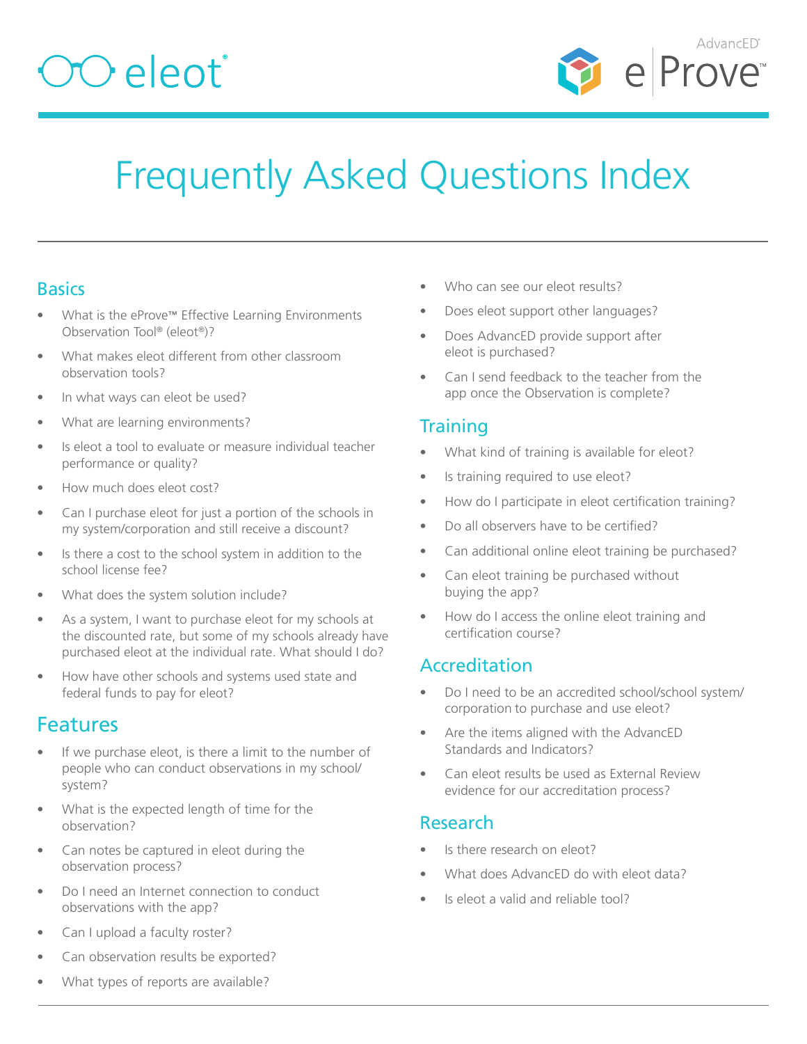eleot®

AdvancED® eProve™

# Frequently Asked Questions Index

## Basics

- What is the eProve™ Effective Learning Environments Observation Tool® (eleot®)?
- What makes eleot different from other classroom observation tools?
- In what ways can eleot be used?
- What are learning environments?
- Is eleot a tool to evaluate or measure individual teacher performance or quality?
- How much does eleot cost?
- Can I purchase eleot for just a portion of the schools in my system/corporation and still receive a discount?
- Is there a cost to the school system in addition to the school license fee?
- What does the system solution include?
- As a system, I want to purchase eleot for my schools at the discounted rate, but some of my schools already have purchased eleot at the individual rate. What should I do?
- How have other schools and systems used state and federal funds to pay for eleot?

## Features

- If we purchase eleot, is there a limit to the number of people who can conduct observations in my school/system?
- What is the expected length of time for the observation?
- Can notes be captured in eleot during the observation process?
- Do I need an Internet connection to conduct observations with the app?
- Can I upload a faculty roster?
- Can observation results be exported?
- What types of reports are available?
- Who can see our eleot results?
- Does eleot support other languages?
- Does AdvancED provide support after eleot is purchased?
- Can I send feedback to the teacher from the app once the Observation is complete?

## Training

- What kind of training is available for eleot?
- Is training required to use eleot?
- How do I participate in eleot certification training?
- Do all observers have to be certified?
- Can additional online eleot training be purchased?
- Can eleot training be purchased without buying the app?
- How do I access the online eleot training and certification course?

## Accreditation

- Do I need to be an accredited school/school system/corporation to purchase and use eleot?
- Are the items aligned with the AdvancED Standards and Indicators?
- Can eleot results be used as External Review evidence for our accreditation process?

## Research

- Is there research on eleot?
- What does AdvancED do with eleot data?
- Is eleot a valid and reliable tool?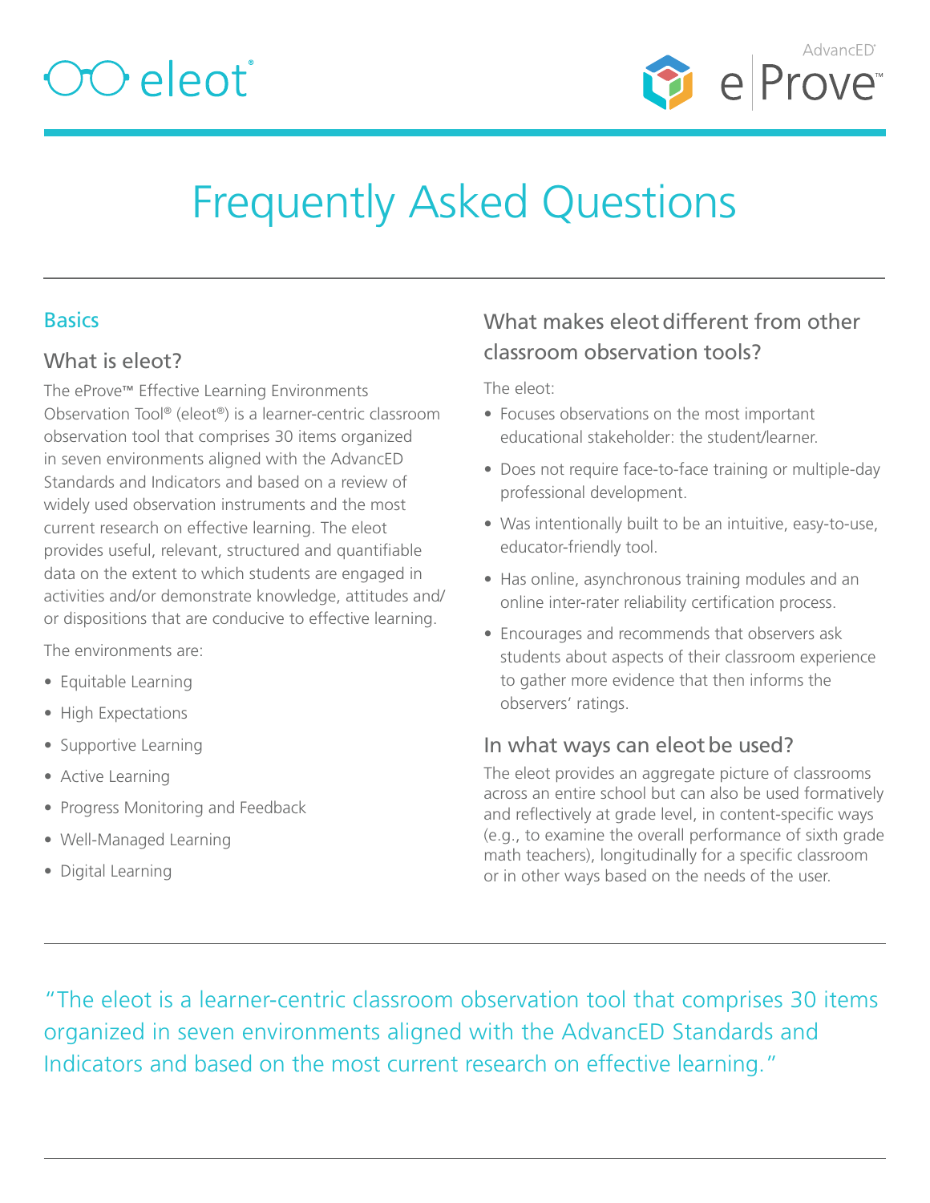# Frequently Asked Questions

## Basics

### What is eleot?

The eProve™ Effective Learning Environments Observation Tool® (eleot®) is a learner-centric classroom observation tool that comprises 30 items organized in seven environments aligned with the AdvancED Standards and Indicators and based on a review of widely used observation instruments and the most current research on effective learning. The eleot provides useful, relevant, structured and quantifiable data on the extent to which students are engaged in activities and/or demonstrate knowledge, attitudes and/or dispositions that are conducive to effective learning.

The environments are:

- Equitable Learning
- High Expectations
- Supportive Learning
- Active Learning
- Progress Monitoring and Feedback
- Well-Managed Learning
- Digital Learning

### What makes eleot different from other classroom observation tools?

The eleot:

- Focuses observations on the most important educational stakeholder: the student/learner.
- Does not require face-to-face training or multiple-day professional development.
- Was intentionally built to be an intuitive, easy-to-use, educator-friendly tool.
- Has online, asynchronous training modules and an online inter-rater reliability certification process.
- Encourages and recommends that observers ask students about aspects of their classroom experience to gather more evidence that then informs the observers' ratings.

### In what ways can eleot be used?

The eleot provides an aggregate picture of classrooms across an entire school but can also be used formatively and reflectively at grade level, in content-specific ways (e.g., to examine the overall performance of sixth grade math teachers), longitudinally for a specific classroom or in other ways based on the needs of the user.

"The eleot is a learner-centric classroom observation tool that comprises 30 items organized in seven environments aligned with the AdvancED Standards and Indicators and based on the most current research on effective learning."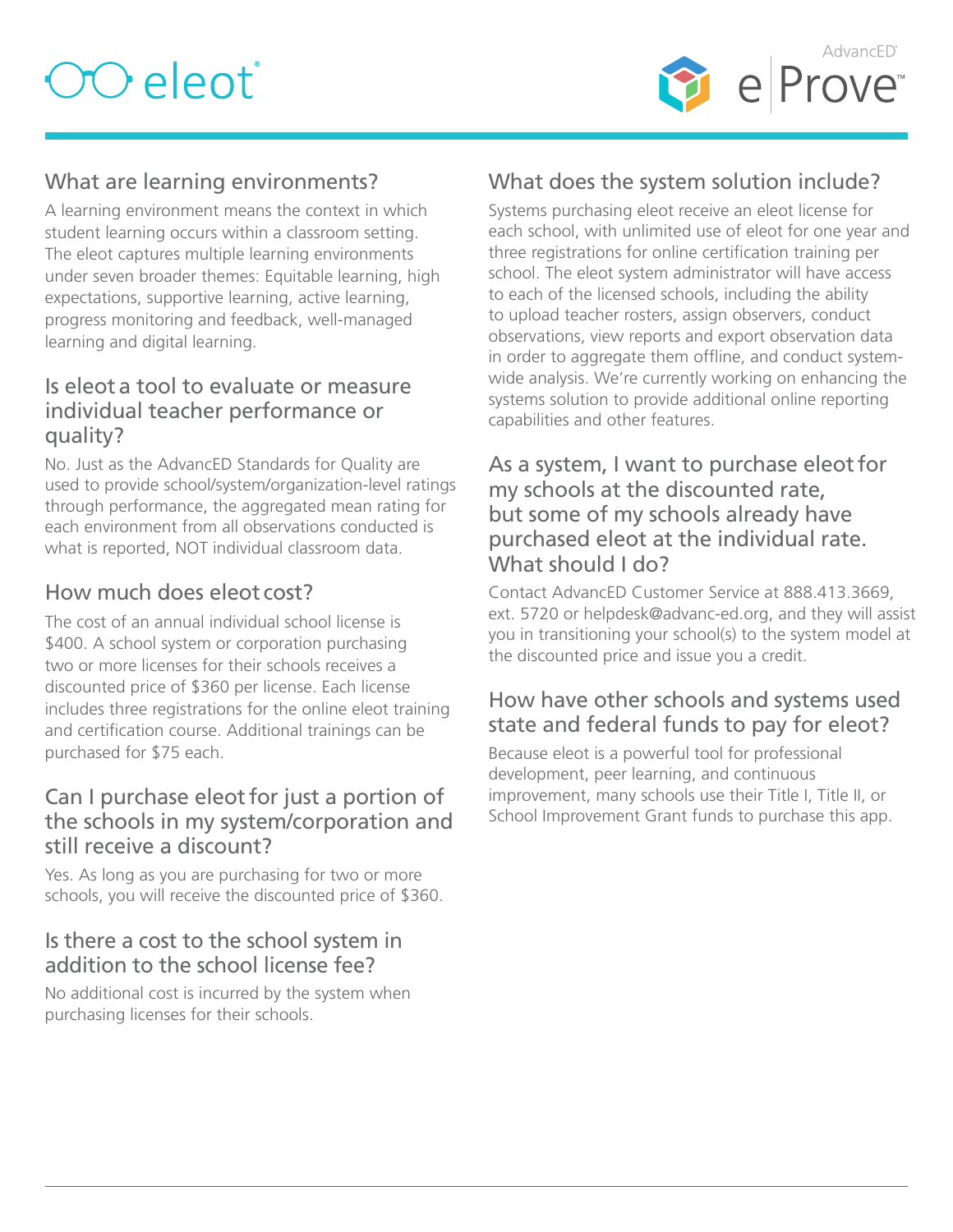## What are learning environments?

A learning environment means the context in which student learning occurs within a classroom setting. The eleot captures multiple learning environments under seven broader themes: Equitable learning, high expectations, supportive learning, active learning, progress monitoring and feedback, well-managed learning and digital learning.

## Is eleot a tool to evaluate or measure individual teacher performance or quality?

No. Just as the AdvancED Standards for Quality are used to provide school/system/organization-level ratings through performance, the aggregated mean rating for each environment from all observations conducted is what is reported, NOT individual classroom data.

## How much does eleot cost?

The cost of an annual individual school license is $400. A school system or corporation purchasing two or more licenses for their schools receives a discounted price of $360 per license. Each license includes three registrations for the online eleot training and certification course. Additional trainings can be purchased for $75 each.

## Can I purchase eleot for just a portion of the schools in my system/corporation and still receive a discount?

Yes. As long as you are purchasing for two or more schools, you will receive the discounted price of $360.

## Is there a cost to the school system in addition to the school license fee?

No additional cost is incurred by the system when purchasing licenses for their schools.

## What does the system solution include?

Systems purchasing eleot receive an eleot license for each school, with unlimited use of eleot for one year and three registrations for online certification training per school. The eleot system administrator will have access to each of the licensed schools, including the ability to upload teacher rosters, assign observers, conduct observations, view reports and export observation data in order to aggregate them offline, and conduct system-wide analysis. We're currently working on enhancing the systems solution to provide additional online reporting capabilities and other features.

## As a system, I want to purchase eleot for my schools at the discounted rate, but some of my schools already have purchased eleot at the individual rate. What should I do?

Contact AdvancED Customer Service at 888.413.3669, ext. 5720 or helpdesk@advanc-ed.org, and they will assist you in transitioning your school(s) to the system model at the discounted price and issue you a credit.

## How have other schools and systems used state and federal funds to pay for eleot?

Because eleot is a powerful tool for professional development, peer learning, and continuous improvement, many schools use their Title I, Title II, or School Improvement Grant funds to purchase this app.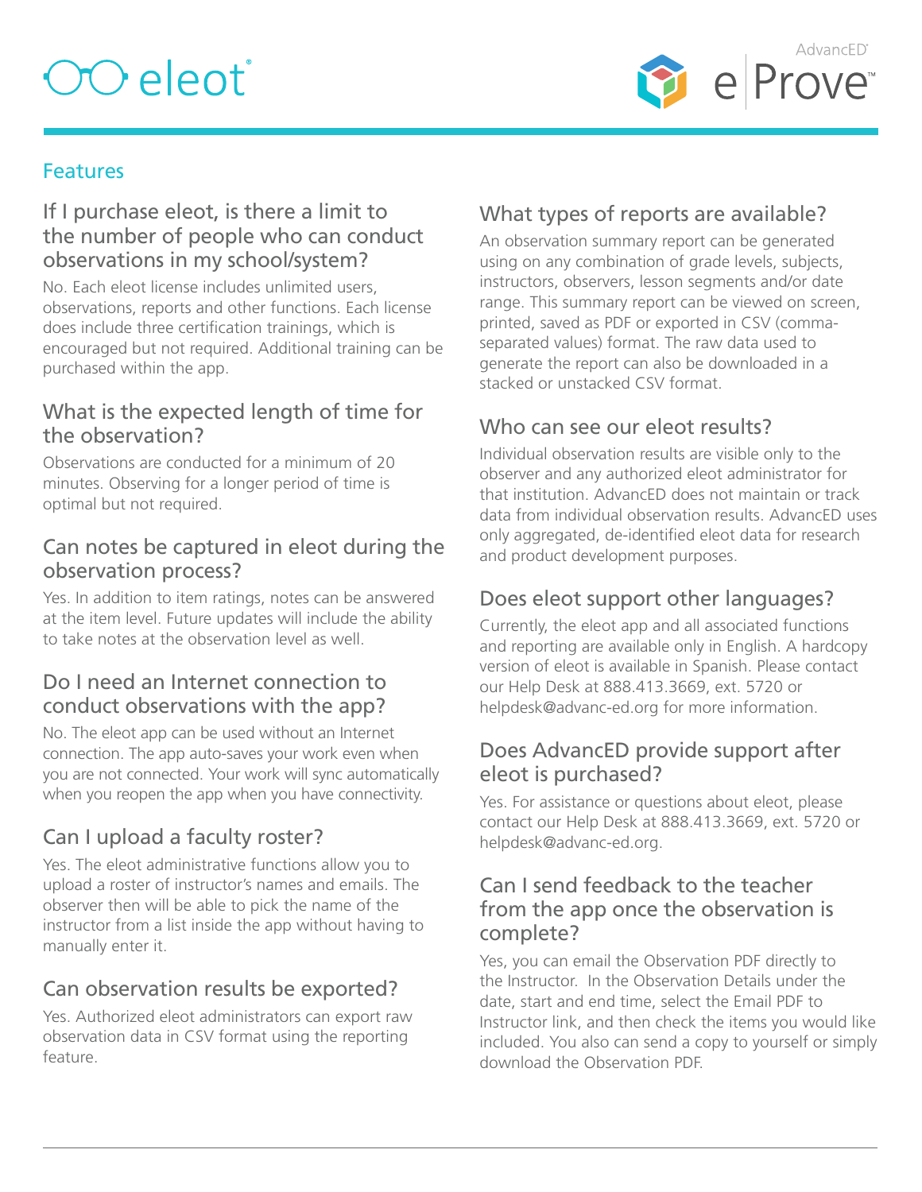## Features

### If I purchase eleot, is there a limit to the number of people who can conduct observations in my school/system?

No. Each eleot license includes unlimited users, observations, reports and other functions. Each license does include three certification trainings, which is encouraged but not required. Additional training can be purchased within the app.

### What is the expected length of time for the observation?

Observations are conducted for a minimum of 20 minutes. Observing for a longer period of time is optimal but not required.

### Can notes be captured in eleot during the observation process?

Yes. In addition to item ratings, notes can be answered at the item level. Future updates will include the ability to take notes at the observation level as well.

### Do I need an Internet connection to conduct observations with the app?

No. The eleot app can be used without an Internet connection. The app auto-saves your work even when you are not connected. Your work will sync automatically when you reopen the app when you have connectivity.

### Can I upload a faculty roster?

Yes. The eleot administrative functions allow you to upload a roster of instructor's names and emails. The observer then will be able to pick the name of the instructor from a list inside the app without having to manually enter it.

### Can observation results be exported?

Yes. Authorized eleot administrators can export raw observation data in CSV format using the reporting feature.

### What types of reports are available?

An observation summary report can be generated using on any combination of grade levels, subjects, instructors, observers, lesson segments and/or date range. This summary report can be viewed on screen, printed, saved as PDF or exported in CSV (comma-separated values) format. The raw data used to generate the report can also be downloaded in a stacked or unstacked CSV format.

### Who can see our eleot results?

Individual observation results are visible only to the observer and any authorized eleot administrator for that institution. AdvancED does not maintain or track data from individual observation results. AdvancED uses only aggregated, de-identified eleot data for research and product development purposes.

### Does eleot support other languages?

Currently, the eleot app and all associated functions and reporting are available only in English. A hardcopy version of eleot is available in Spanish. Please contact our Help Desk at 888.413.3669, ext. 5720 or helpdesk@advanc-ed.org for more information.

### Does AdvancED provide support after eleot is purchased?

Yes. For assistance or questions about eleot, please contact our Help Desk at 888.413.3669, ext. 5720 or helpdesk@advanc-ed.org.

### Can I send feedback to the teacher from the app once the observation is complete?

Yes, you can email the Observation PDF directly to the Instructor. In the Observation Details under the date, start and end time, select the Email PDF to Instructor link, and then check the items you would like included. You also can send a copy to yourself or simply download the Observation PDF.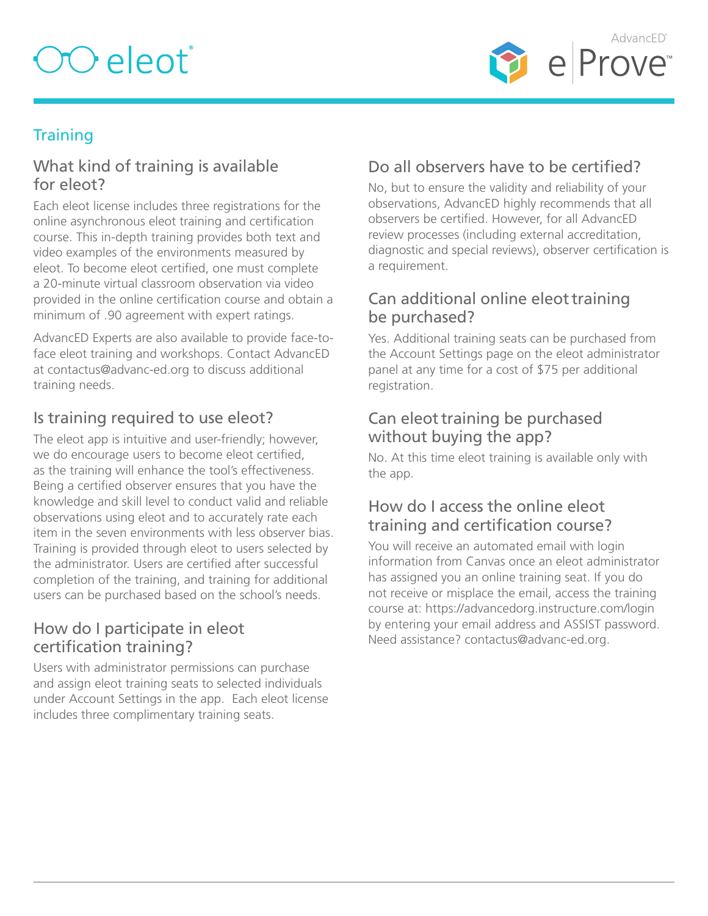## Training

### What kind of training is available for eleot?

Each eleot license includes three registrations for the online asynchronous eleot training and certification course. This in-depth training provides both text and video examples of the environments measured by eleot. To become eleot certified, one must complete a 20-minute virtual classroom observation via video provided in the online certification course and obtain a minimum of .90 agreement with expert ratings.

AdvancED Experts are also available to provide face-to-face eleot training and workshops. Contact AdvancED at contactus@advanc-ed.org to discuss additional training needs.

### Is training required to use eleot?

The eleot app is intuitive and user-friendly; however, we do encourage users to become eleot certified, as the training will enhance the tool's effectiveness. Being a certified observer ensures that you have the knowledge and skill level to conduct valid and reliable observations using eleot and to accurately rate each item in the seven environments with less observer bias. Training is provided through eleot to users selected by the administrator. Users are certified after successful completion of the training, and training for additional users can be purchased based on the school's needs.

### How do I participate in eleot certification training?

Users with administrator permissions can purchase and assign eleot training seats to selected individuals under Account Settings in the app. Each eleot license includes three complimentary training seats.

### Do all observers have to be certified?

No, but to ensure the validity and reliability of your observations, AdvancED highly recommends that all observers be certified. However, for all AdvancED review processes (including external accreditation, diagnostic and special reviews), observer certification is a requirement.

### Can additional online eleot training be purchased?

Yes. Additional training seats can be purchased from the Account Settings page on the eleot administrator panel at any time for a cost of $75 per additional registration.

### Can eleot training be purchased without buying the app?

No. At this time eleot training is available only with the app.

### How do I access the online eleot training and certification course?

You will receive an automated email with login information from Canvas once an eleot administrator has assigned you an online training seat. If you do not receive or misplace the email, access the training course at: https://advancedorg.instructure.com/login by entering your email address and ASSIST password. Need assistance? contactus@advanc-ed.org.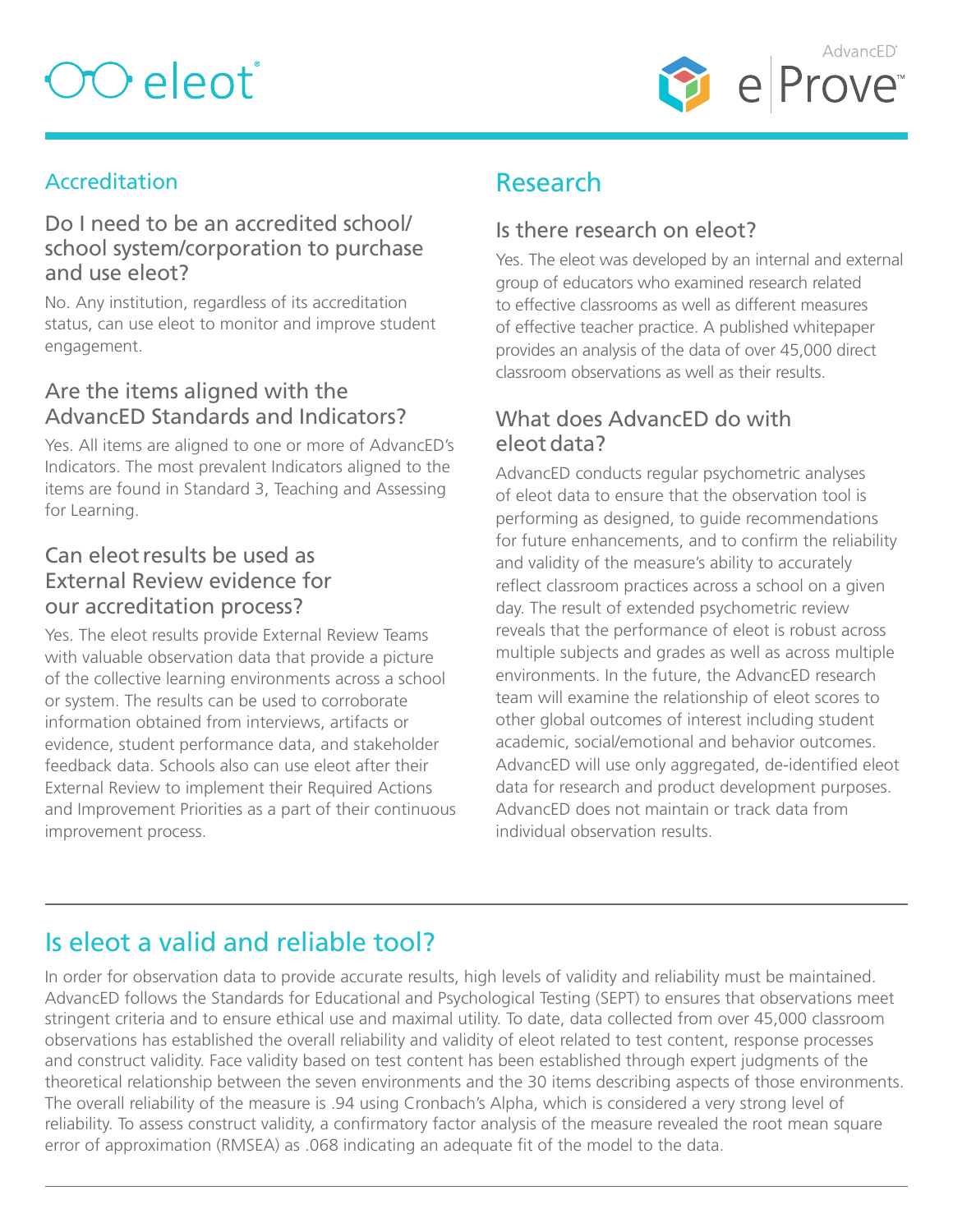## Accreditation

### Do I need to be an accredited school/ school system/corporation to purchase and use eleot?

No. Any institution, regardless of its accreditation status, can use eleot to monitor and improve student engagement.

### Are the items aligned with the AdvancED Standards and Indicators?

Yes. All items are aligned to one or more of AdvancED's Indicators. The most prevalent Indicators aligned to the items are found in Standard 3, Teaching and Assessing for Learning.

### Can eleot results be used as External Review evidence for our accreditation process?

Yes. The eleot results provide External Review Teams with valuable observation data that provide a picture of the collective learning environments across a school or system. The results can be used to corroborate information obtained from interviews, artifacts or evidence, student performance data, and stakeholder feedback data. Schools also can use eleot after their External Review to implement their Required Actions and Improvement Priorities as a part of their continuous improvement process.

## Research

### Is there research on eleot?

Yes. The eleot was developed by an internal and external group of educators who examined research related to effective classrooms as well as different measures of effective teacher practice. A published whitepaper provides an analysis of the data of over 45,000 direct classroom observations as well as their results.

### What does AdvancED do with eleot data?

AdvancED conducts regular psychometric analyses of eleot data to ensure that the observation tool is performing as designed, to guide recommendations for future enhancements, and to confirm the reliability and validity of the measure's ability to accurately reflect classroom practices across a school on a given day. The result of extended psychometric review reveals that the performance of eleot is robust across multiple subjects and grades as well as across multiple environments. In the future, the AdvancED research team will examine the relationship of eleot scores to other global outcomes of interest including student academic, social/emotional and behavior outcomes. AdvancED will use only aggregated, de-identified eleot data for research and product development purposes. AdvancED does not maintain or track data from individual observation results.

## Is eleot a valid and reliable tool?

In order for observation data to provide accurate results, high levels of validity and reliability must be maintained. AdvancED follows the Standards for Educational and Psychological Testing (SEPT) to ensures that observations meet stringent criteria and to ensure ethical use and maximal utility. To date, data collected from over 45,000 classroom observations has established the overall reliability and validity of eleot related to test content, response processes and construct validity. Face validity based on test content has been established through expert judgments of the theoretical relationship between the seven environments and the 30 items describing aspects of those environments. The overall reliability of the measure is .94 using Cronbach's Alpha, which is considered a very strong level of reliability. To assess construct validity, a confirmatory factor analysis of the measure revealed the root mean square error of approximation (RMSEA) as .068 indicating an adequate fit of the model to the data.